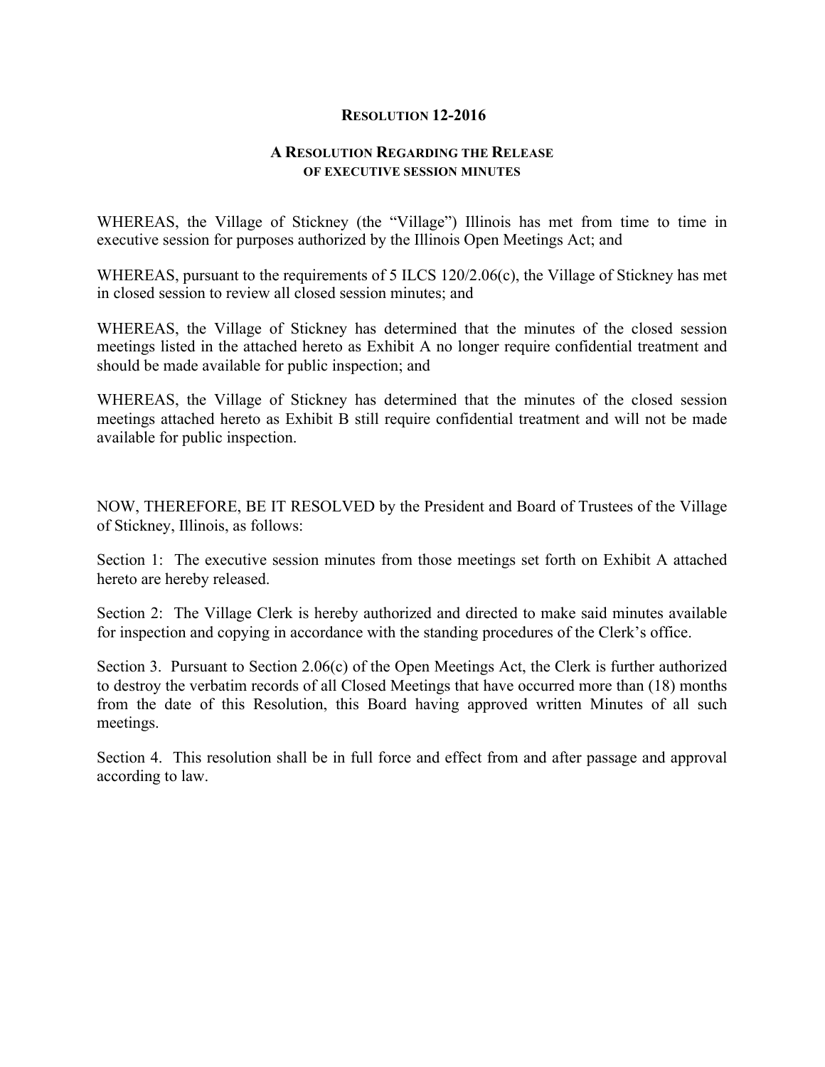# RESOLUTION 12-2016

## A RESOLUTION REGARDING THE RELEASE OF EXECUTIVE SESSION MINUTES

WHEREAS, the Village of Stickney (the "Village") Illinois has met from time to time in executive session for purposes authorized by the Illinois Open Meetings Act; and

WHEREAS, pursuant to the requirements of 5 ILCS 120/2.06(c), the Village of Stickney has met in closed session to review all closed session minutes; and

WHEREAS, the Village of Stickney has determined that the minutes of the closed session meetings listed in the attached hereto as Exhibit A no longer require confidential treatment and should be made available for public inspection; and

WHEREAS, the Village of Stickney has determined that the minutes of the closed session meetings attached hereto as Exhibit B still require confidential treatment and will not be made available for public inspection.

NOW, THEREFORE, BE IT RESOLVED by the President and Board of Trustees of the Village of Stickney, Illinois, as follows:

Section 1: The executive session minutes from those meetings set forth on Exhibit A attached hereto are hereby released.

Section 2: The Village Clerk is hereby authorized and directed to make said minutes available for inspection and copying in accordance with the standing procedures of the Clerk's office.

Section 3. Pursuant to Section 2.06(c) of the Open Meetings Act, the Clerk is further authorized to destroy the verbatim records of all Closed Meetings that have occurred more than (18) months from the date of this Resolution, this Board having approved written Minutes of all such meetings.

Section 4. This resolution shall be in full force and effect from and after passage and approval according to law.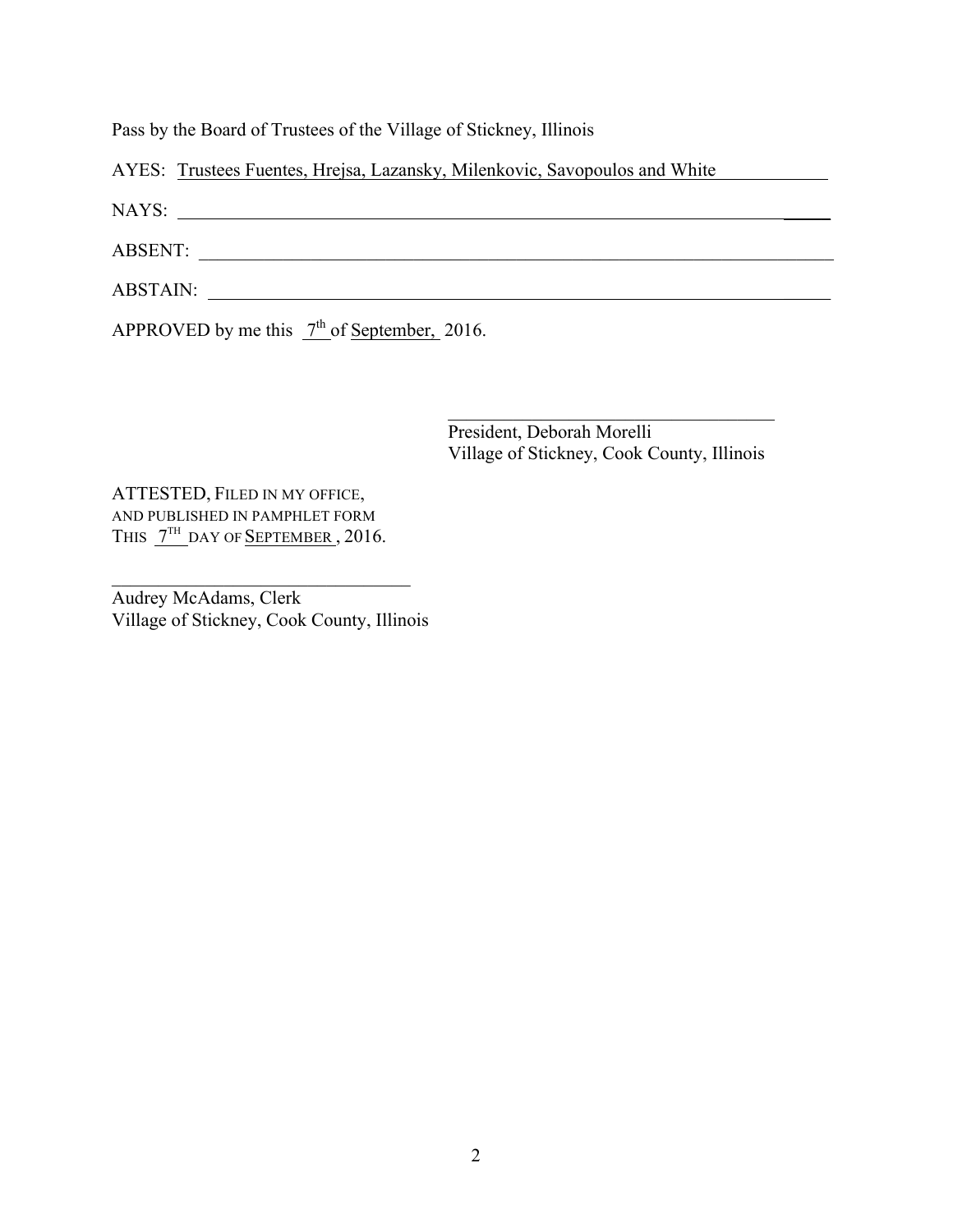Pass by the Board of Trustees of the Village of Stickney, Illinois

AYES: Trustees Fuentes, Hrejsa, Lazansky, Milenkovic, Savopoulos and White

NAYS: ______________________________

ABSENT: ______________________________

ABSTAIN: ______________________________

APPROVED by me this 7th of September, 2016.

______________________________
President, Deborah Morelli
Village of Stickney, Cook County, Illinois

ATTESTED, FILED IN MY OFFICE,
AND PUBLISHED IN PAMPHLET FORM
THIS 7TH DAY OF SEPTEMBER, 2016.

______________________________
Audrey McAdams, Clerk
Village of Stickney, Cook County, Illinois